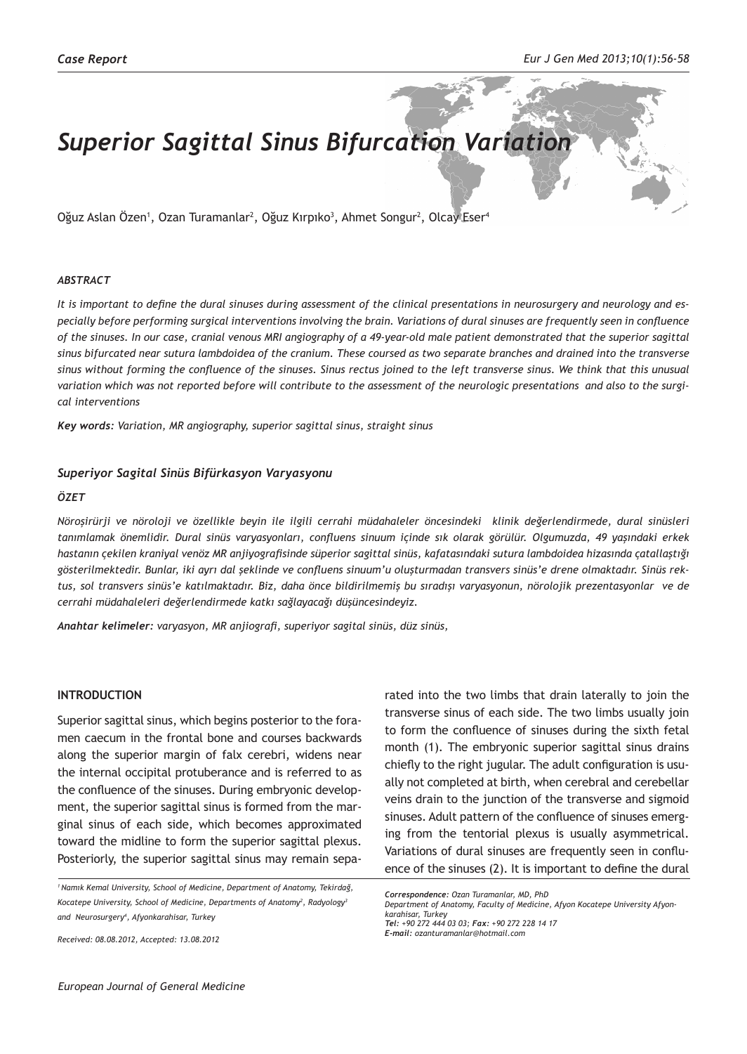*Case Report*

# *Superior Sagittal Sinus Bifurcation Variation*

Oğuz Aslan Özen[1], Ozan Turamanlar[2], Oğuz Kırpıko[3], Ahmet Songur[2], Olcay Eser[4]

### *ABSTRACT*

*It is important to define the dural sinuses during assessment of the clinical presentations in neurosurgery and neurology and especially before performing surgical interventions involving the brain. Variations of dural sinuses are frequently seen in confluence of the sinuses. In our case, cranial venous MRI angiography of a 49-year-old male patient demonstrated that the superior sagittal sinus bifurcated near sutura lambdoidea of the cranium. These coursed as two separate branches and drained into the transverse sinus without forming the confluence of the sinuses. Sinus rectus joined to the left transverse sinus. We think that this unusual variation which was not reported before will contribute to the assessment of the neurologic presentations and also to the surgical interventions*

***Key words:*** *Variation, MR angiography, superior sagittal sinus, straight sinus*

### *Superiyor Sagital Sinüs Bifürkasyon Varyasyonu*

### *ÖZET*

*Nöroşirürji ve nöroloji ve özellikle beyin ile ilgili cerrahi müdahaleler öncesindeki klinik değerlendirmede, dural sinüsleri tanımlamak önemlidir. Dural sinüs varyasyonları, confluens sinuum içinde sık olarak görülür. Olgumuzda, 49 yaşındaki erkek hastanın çekilen kraniyal venöz MR anjiyografisinde süperior sagittal sinüs, kafatasındaki sutura lambdoidea hizasında çatallaştığı gösterilmektedir. Bunlar, iki ayrı dal şeklinde ve confluens sinuum'u oluşturmadan transvers sinüs'e drene olmaktadır. Sinüs rektus, sol transvers sinüs'e katılmaktadır. Biz, daha önce bildirilmemiş bu sıradışı varyasyonun, nörolojik prezentasyonlar ve de cerrahi müdahaleleri değerlendirmede katkı sağlayacağı düşüncesindeyiz.*

***Anahtar kelimeler:*** *varyasyon, MR anjiografi, superiyor sagital sinüs, düz sinüs,*

## INTRODUCTION

Superior sagittal sinus, which begins posterior to the foramen caecum in the frontal bone and courses backwards along the superior margin of falx cerebri, widens near the internal occipital protuberance and is referred to as the confluence of the sinuses. During embryonic development, the superior sagittal sinus is formed from the marginal sinus of each side, which becomes approximated toward the midline to form the superior sagittal plexus. Posteriorly, the superior sagittal sinus may remain separated into the two limbs that drain laterally to join the transverse sinus of each side. The two limbs usually join to form the confluence of sinuses during the sixth fetal month (1). The embryonic superior sagittal sinus drains chiefly to the right jugular. The adult configuration is usually not completed at birth, when cerebral and cerebellar veins drain to the junction of the transverse and sigmoid sinuses. Adult pattern of the confluence of sinuses emerging from the tentorial plexus is usually asymmetrical. Variations of dural sinuses are frequently seen in confluence of the sinuses (2). It is important to define the dural

*[1] Namık Kemal University, School of Medicine, Department of Anatomy, Tekirdağ, Kocatepe University, School of Medicine, Departments of Anatomy[2], Radyology[3] and Neurosurgery[4], Afyonkarahisar, Turkey*

*Received: 08.08.2012, Accepted: 13.08.2012*

***Correspondence:*** *Ozan Turamanlar, MD, PhD*
*Department of Anatomy, Faculty of Medicine, Afyon Kocatepe University Afyonkarahisar, Turkey*
***Tel:*** *+90 272 444 03 03;* ***Fax:*** *+90 272 228 14 17*
***E-mail:*** *ozanturamanlar@hotmail.com*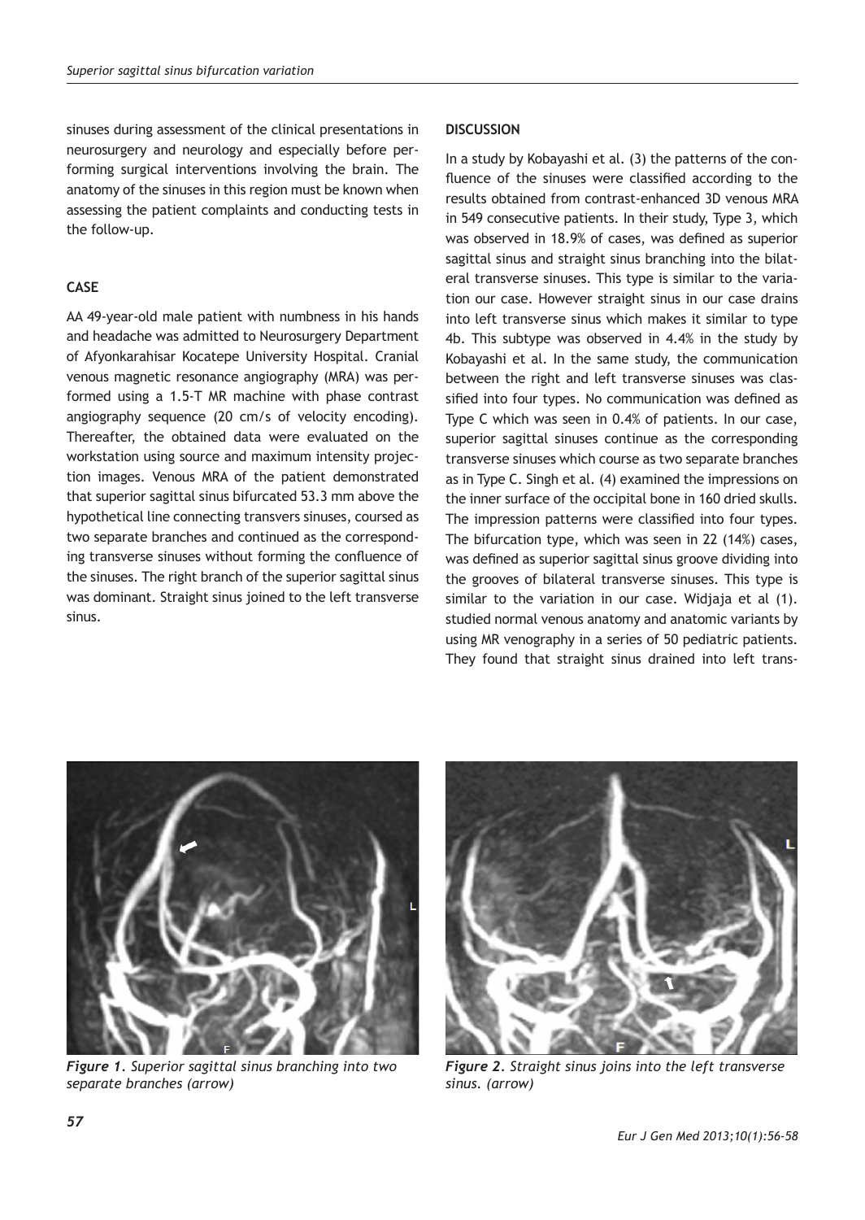sinuses during assessment of the clinical presentations in neurosurgery and neurology and especially before performing surgical interventions involving the brain. The anatomy of the sinuses in this region must be known when assessing the patient complaints and conducting tests in the follow-up.

## CASE

AA 49-year-old male patient with numbness in his hands and headache was admitted to Neurosurgery Department of Afyonkarahisar Kocatepe University Hospital. Cranial venous magnetic resonance angiography (MRA) was performed using a 1.5-T MR machine with phase contrast angiography sequence (20 cm/s of velocity encoding). Thereafter, the obtained data were evaluated on the workstation using source and maximum intensity projection images. Venous MRA of the patient demonstrated that superior sagittal sinus bifurcated 53.3 mm above the hypothetical line connecting transvers sinuses, coursed as two separate branches and continued as the corresponding transverse sinuses without forming the confluence of the sinuses. The right branch of the superior sagittal sinus was dominant. Straight sinus joined to the left transverse sinus.

## DISCUSSION

In a study by Kobayashi et al. (3) the patterns of the confluence of the sinuses were classified according to the results obtained from contrast-enhanced 3D venous MRA in 549 consecutive patients. In their study, Type 3, which was observed in 18.9% of cases, was defined as superior sagittal sinus and straight sinus branching into the bilateral transverse sinuses. This type is similar to the variation our case. However straight sinus in our case drains into left transverse sinus which makes it similar to type 4b. This subtype was observed in 4.4% in the study by Kobayashi et al. In the same study, the communication between the right and left transverse sinuses was classified into four types. No communication was defined as Type C which was seen in 0.4% of patients. In our case, superior sagittal sinuses continue as the corresponding transverse sinuses which course as two separate branches as in Type C. Singh et al. (4) examined the impressions on the inner surface of the occipital bone in 160 dried skulls. The impression patterns were classified into four types. The bifurcation type, which was seen in 22 (14%) cases, was defined as superior sagittal sinus groove dividing into the grooves of bilateral transverse sinuses. This type is similar to the variation in our case. Widjaja et al (1). studied normal venous anatomy and anatomic variants by using MR venography in a series of 50 pediatric patients. They found that straight sinus drained into left trans-

*Figure 1. Superior sagittal sinus branching into two separate branches (arrow)*

*Figure 2. Straight sinus joins into the left transverse sinus. (arrow)*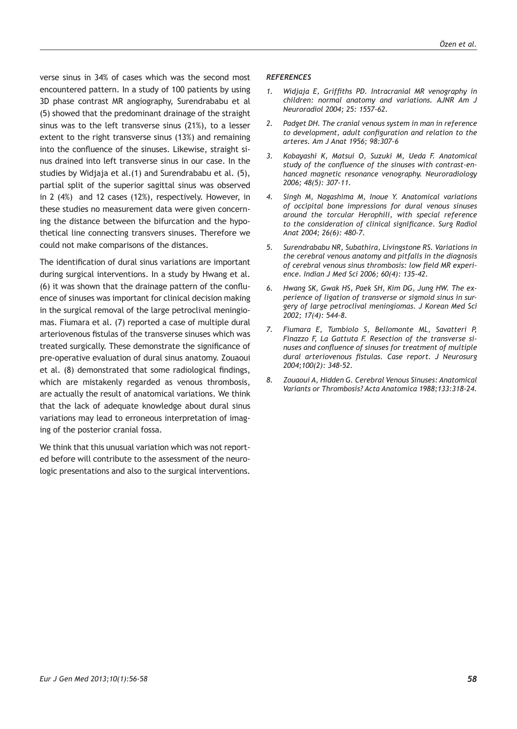verse sinus in 34% of cases which was the second most encountered pattern. In a study of 100 patients by using 3D phase contrast MR angiography, Surendrababu et al (5) showed that the predominant drainage of the straight sinus was to the left transverse sinus (21%), to a lesser extent to the right transverse sinus (13%) and remaining into the confluence of the sinuses. Likewise, straight sinus drained into left transverse sinus in our case. In the studies by Widjaja et al.(1) and Surendrababu et al. (5), partial split of the superior sagittal sinus was observed in 2 (4%) and 12 cases (12%), respectively. However, in these studies no measurement data were given concerning the distance between the bifurcation and the hypothetical line connecting transvers sinuses. Therefore we could not make comparisons of the distances.

The identification of dural sinus variations are important during surgical interventions. In a study by Hwang et al. (6) it was shown that the drainage pattern of the confluence of sinuses was important for clinical decision making in the surgical removal of the large petroclival meningiomas. Fiumara et al. (7) reported a case of multiple dural arteriovenous fistulas of the transverse sinuses which was treated surgically. These demonstrate the significance of pre-operative evaluation of dural sinus anatomy. Zouaoui et al. (8) demonstrated that some radiological findings, which are mistakenly regarded as venous thrombosis, are actually the result of anatomical variations. We think that the lack of adequate knowledge about dural sinus variations may lead to erroneous interpretation of imaging of the posterior cranial fossa.

We think that this unusual variation which was not reported before will contribute to the assessment of the neurologic presentations and also to the surgical interventions.

***REFERENCES***

1. *Widjaja E, Griffiths PD. Intracranial MR venography in children: normal anatomy and variations. AJNR Am J Neuroradiol 2004; 25: 1557-62.*
2. *Padget DH. The cranial venous system in man in reference to development, adult configuration and relation to the arteres. Am J Anat 1956; 98:307-6*
3. *Kobayashi K, Matsui O, Suzuki M, Ueda F. Anatomical study of the confluence of the sinuses with contrast-enhanced magnetic resonance venography. Neuroradiology 2006; 48(5): 307-11.*
4. *Singh M, Nagashima M, Inoue Y. Anatomical variations of occipital bone impressions for dural venous sinuses around the torcular Herophili, with special reference to the consideration of clinical significance. Surg Radiol Anat 2004; 26(6): 480-7.*
5. *Surendrababu NR, Subathira, Livingstone RS. Variations in the cerebral venous anatomy and pitfalls in the diagnosis of cerebral venous sinus thrombosis: low field MR experience. Indian J Med Sci 2006; 60(4): 135-42.*
6. *Hwang SK, Gwak HS, Paek SH, Kim DG, Jung HW. The experience of ligation of transverse or sigmoid sinus in surgery of large petroclival meningiomas. J Korean Med Sci 2002; 17(4): 544-8.*
7. *Fiumara E, Tumbiolo S, Bellomonte ML, Savatteri P, Finazzo F, La Gattuta F. Resection of the transverse sinuses and confluence of sinuses for treatment of multiple dural arteriovenous fistulas. Case report. J Neurosurg 2004;100(2): 348-52.*
8. *Zouaoui A, Hidden G. Cerebral Venous Sinuses: Anatomical Variants or Thrombosis? Acta Anatomica 1988;133:318-24.*